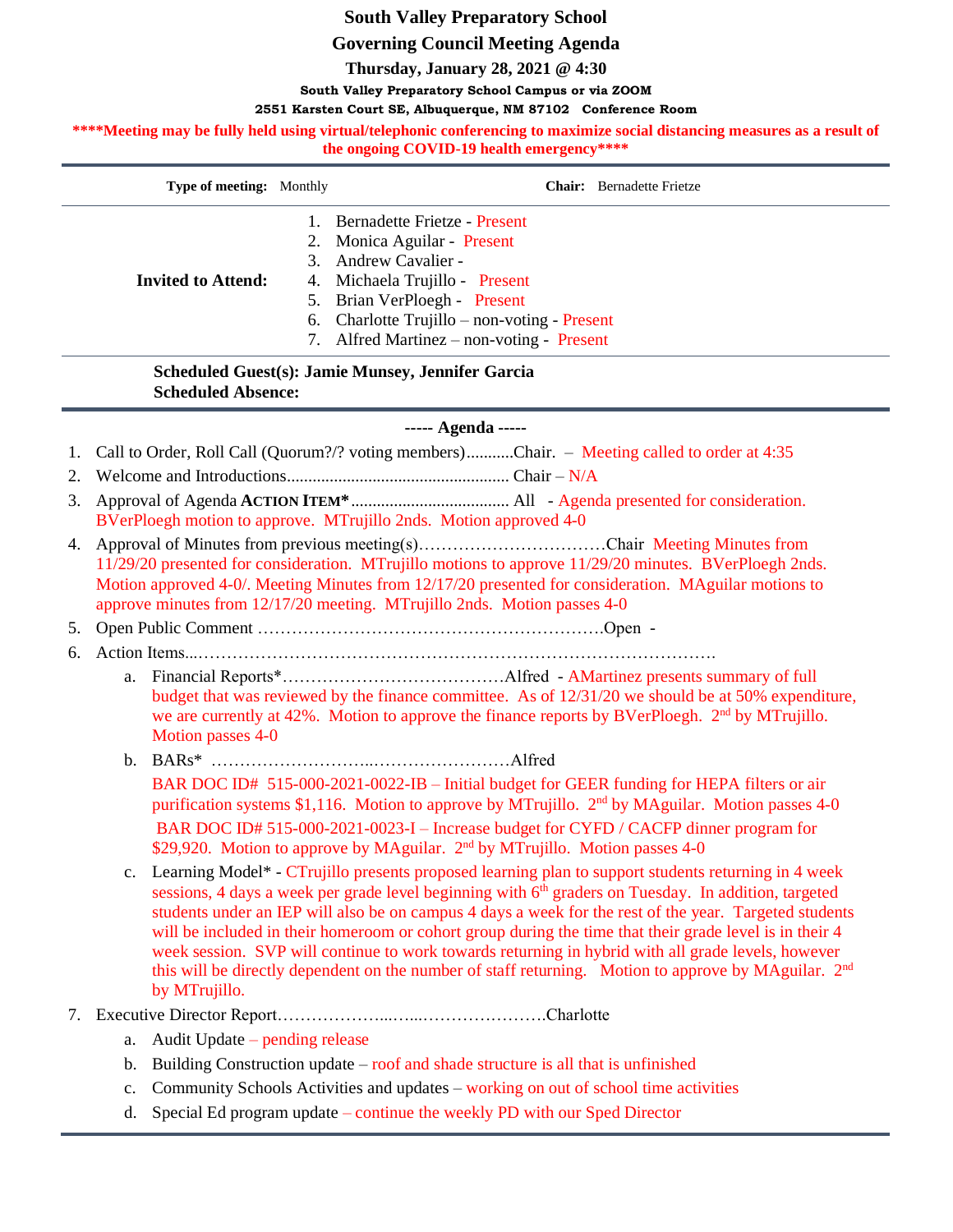# South Valley Preparatory School

## Governing Council Meeting Agenda

**Thursday, January 28, 2021 @ 4:30**

**South Valley Preparatory School Campus or via ZOOM**

**2551 Karsten Court SE, Albuquerque, NM 87102 Conference Room**

**\*\*\*\*Meeting may be fully held using virtual/telephonic conferencing to maximize social distancing measures as a result of the ongoing COVID-19 health emergency\*\*\*\***

**Type of meeting:** Monthly **Chair:** Bernadette Frietze

**Invited to Attend:**

1. Bernadette Frietze - Present
2. Monica Aguilar - Present
3. Andrew Cavalier -
4. Michaela Trujillo - Present
5. Brian VerPloegh - Present
6. Charlotte Trujillo – non-voting - Present
7. Alfred Martinez – non-voting - Present

**Scheduled Guest(s): Jamie Munsey, Jennifer Garcia**
**Scheduled Absence:**

**----- Agenda -----**

1. Call to Order, Roll Call (Quorum?/? voting members)...........Chair. – Meeting called to order at 4:35
2. Welcome and Introductions.................................................. Chair – N/A
3. Approval of Agenda **ACTION ITEM\***.................................... All - Agenda presented for consideration. BVerPloegh motion to approve. MTrujillo 2nds. Motion approved 4-0
4. Approval of Minutes from previous meeting(s)……………………………Chair Meeting Minutes from 11/29/20 presented for consideration. MTrujillo motions to approve 11/29/20 minutes. BVerPloegh 2nds. Motion approved 4-0/. Meeting Minutes from 12/17/20 presented for consideration. MAguilar motions to approve minutes from 12/17/20 meeting. MTrujillo 2nds. Motion passes 4-0
5. Open Public Comment ……………………………………………………Open -
6. Action Items...………………………………………………………………………….
   a. Financial Reports\*…………………………………Alfred - AMartinez presents summary of full budget that was reviewed by the finance committee. As of 12/31/20 we should be at 50% expenditure, we are currently at 42%. Motion to approve the finance reports by BVerPloegh. 2nd by MTrujillo. Motion passes 4-0
   b. BARs\* ………………………..……………………Alfred
      BAR DOC ID# 515-000-2021-0022-IB – Initial budget for GEER funding for HEPA filters or air purification systems $1,116. Motion to approve by MTrujillo. 2nd by MAguilar. Motion passes 4-0
      BAR DOC ID# 515-000-2021-0023-I – Increase budget for CYFD / CACFP dinner program for $29,920. Motion to approve by MAguilar. 2nd by MTrujillo. Motion passes 4-0
   c. Learning Model\* - CTrujillo presents proposed learning plan to support students returning in 4 week sessions, 4 days a week per grade level beginning with 6th graders on Tuesday. In addition, targeted students under an IEP will also be on campus 4 days a week for the rest of the year. Targeted students will be included in their homeroom or cohort group during the time that their grade level is in their 4 week session. SVP will continue to work towards returning in hybrid with all grade levels, however this will be directly dependent on the number of staff returning. Motion to approve by MAguilar. 2nd by MTrujillo.
7. Executive Director Report………………...…...…………………Charlotte
   a. Audit Update – pending release
   b. Building Construction update – roof and shade structure is all that is unfinished
   c. Community Schools Activities and updates – working on out of school time activities
   d. Special Ed program update – continue the weekly PD with our Sped Director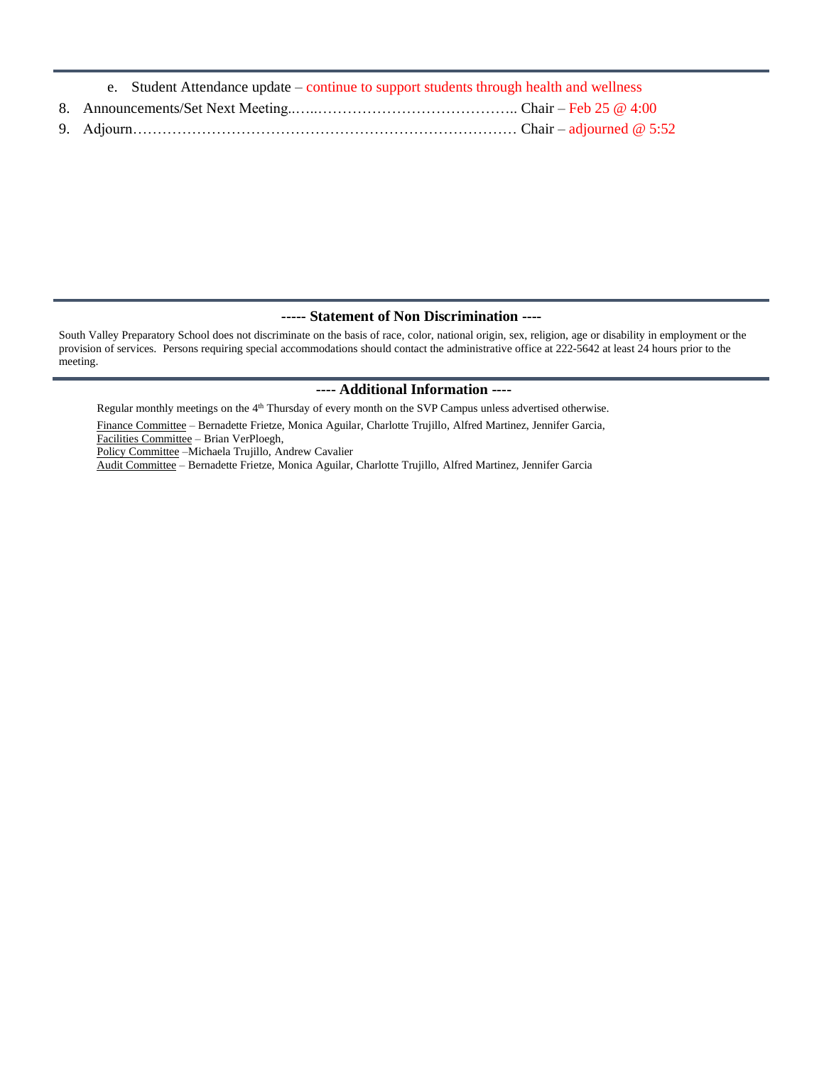e. Student Attendance update – continue to support students through health and wellness

8. Announcements/Set Next Meeting..…..………………………………….. Chair – Feb 25 @ 4:00

9. Adjourn………………………………………………………………… Chair – adjourned @ 5:52

**----- Statement of Non Discrimination ----**

South Valley Preparatory School does not discriminate on the basis of race, color, national origin, sex, religion, age or disability in employment or the provision of services. Persons requiring special accommodations should contact the administrative office at 222-5642 at least 24 hours prior to the meeting.

**---- Additional Information ----**

Regular monthly meetings on the 4th Thursday of every month on the SVP Campus unless advertised otherwise.

Finance Committee – Bernadette Frietze, Monica Aguilar, Charlotte Trujillo, Alfred Martinez, Jennifer Garcia,
Facilities Committee – Brian VerPloegh,
Policy Committee –Michaela Trujillo, Andrew Cavalier
Audit Committee – Bernadette Frietze, Monica Aguilar, Charlotte Trujillo, Alfred Martinez, Jennifer Garcia